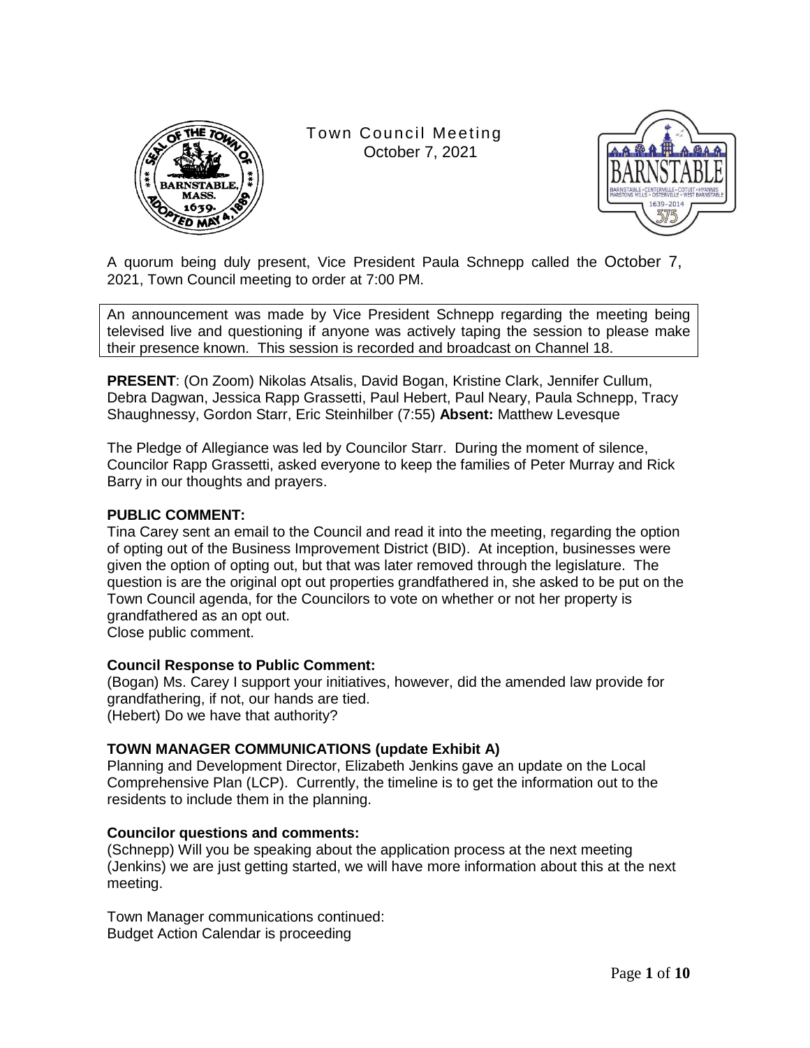# Town Council Meeting
October 7, 2021

A quorum being duly present, Vice President Paula Schnepp called the October 7, 2021, Town Council meeting to order at 7:00 PM.

An announcement was made by Vice President Schnepp regarding the meeting being televised live and questioning if anyone was actively taping the session to please make their presence known. This session is recorded and broadcast on Channel 18.

**PRESENT**: (On Zoom) Nikolas Atsalis, David Bogan, Kristine Clark, Jennifer Cullum, Debra Dagwan, Jessica Rapp Grassetti, Paul Hebert, Paul Neary, Paula Schnepp, Tracy Shaughnessy, Gordon Starr, Eric Steinhilber (7:55) **Absent:** Matthew Levesque

The Pledge of Allegiance was led by Councilor Starr. During the moment of silence, Councilor Rapp Grassetti, asked everyone to keep the families of Peter Murray and Rick Barry in our thoughts and prayers.

**PUBLIC COMMENT:**

Tina Carey sent an email to the Council and read it into the meeting, regarding the option of opting out of the Business Improvement District (BID). At inception, businesses were given the option of opting out, but that was later removed through the legislature. The question is are the original opt out properties grandfathered in, she asked to be put on the Town Council agenda, for the Councilors to vote on whether or not her property is grandfathered as an opt out.

Close public comment.

**Council Response to Public Comment:**

(Bogan) Ms. Carey I support your initiatives, however, did the amended law provide for grandfathering, if not, our hands are tied.

(Hebert) Do we have that authority?

**TOWN MANAGER COMMUNICATIONS (update Exhibit A)**

Planning and Development Director, Elizabeth Jenkins gave an update on the Local Comprehensive Plan (LCP). Currently, the timeline is to get the information out to the residents to include them in the planning.

**Councilor questions and comments:**

(Schnepp) Will you be speaking about the application process at the next meeting (Jenkins) we are just getting started, we will have more information about this at the next meeting.

Town Manager communications continued:

Budget Action Calendar is proceeding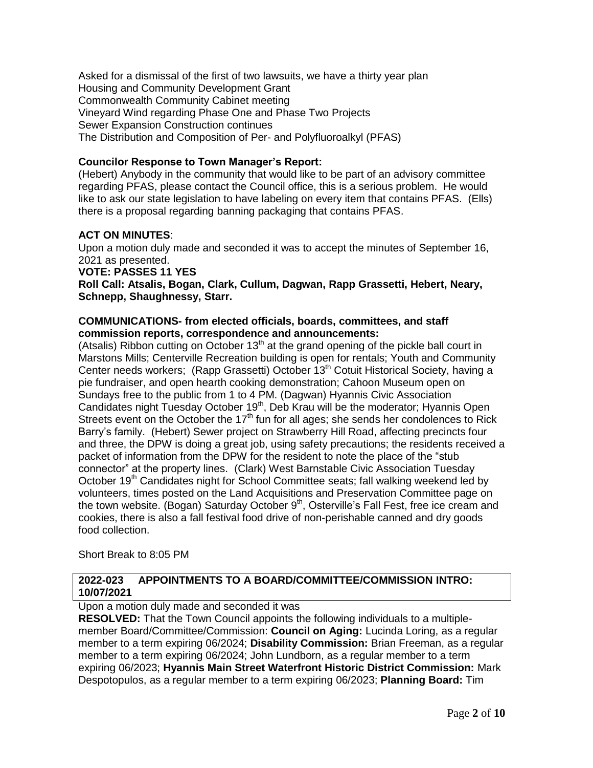Asked for a dismissal of the first of two lawsuits, we have a thirty year plan
Housing and Community Development Grant
Commonwealth Community Cabinet meeting
Vineyard Wind regarding Phase One and Phase Two Projects
Sewer Expansion Construction continues
The Distribution and Composition of Per- and Polyfluoroalkyl (PFAS)

**Councilor Response to Town Manager's Report:**
(Hebert) Anybody in the community that would like to be part of an advisory committee regarding PFAS, please contact the Council office, this is a serious problem. He would like to ask our state legislation to have labeling on every item that contains PFAS. (Ells) there is a proposal regarding banning packaging that contains PFAS.

**ACT ON MINUTES**:
Upon a motion duly made and seconded it was to accept the minutes of September 16, 2021 as presented.
**VOTE: PASSES 11 YES**
**Roll Call: Atsalis, Bogan, Clark, Cullum, Dagwan, Rapp Grassetti, Hebert, Neary, Schnepp, Shaughnessy, Starr.**

**COMMUNICATIONS- from elected officials, boards, committees, and staff commission reports, correspondence and announcements:**
(Atsalis) Ribbon cutting on October 13th at the grand opening of the pickle ball court in Marstons Mills; Centerville Recreation building is open for rentals; Youth and Community Center needs workers; (Rapp Grassetti) October 13th Cotuit Historical Society, having a pie fundraiser, and open hearth cooking demonstration; Cahoon Museum open on Sundays free to the public from 1 to 4 PM. (Dagwan) Hyannis Civic Association Candidates night Tuesday October 19th, Deb Krau will be the moderator; Hyannis Open Streets event on the October the 17th fun for all ages; she sends her condolences to Rick Barry's family. (Hebert) Sewer project on Strawberry Hill Road, affecting precincts four and three, the DPW is doing a great job, using safety precautions; the residents received a packet of information from the DPW for the resident to note the place of the "stub connector" at the property lines. (Clark) West Barnstable Civic Association Tuesday October 19th Candidates night for School Committee seats; fall walking weekend led by volunteers, times posted on the Land Acquisitions and Preservation Committee page on the town website. (Bogan) Saturday October 9th, Osterville's Fall Fest, free ice cream and cookies, there is also a fall festival food drive of non-perishable canned and dry goods food collection.

Short Break to 8:05 PM

**2022-023 APPOINTMENTS TO A BOARD/COMMITTEE/COMMISSION INTRO: 10/07/2021**

Upon a motion duly made and seconded it was
**RESOLVED:** That the Town Council appoints the following individuals to a multiple-member Board/Committee/Commission: **Council on Aging:** Lucinda Loring, as a regular member to a term expiring 06/2024; **Disability Commission:** Brian Freeman, as a regular member to a term expiring 06/2024; John Lundborn, as a regular member to a term expiring 06/2023; **Hyannis Main Street Waterfront Historic District Commission:** Mark Despotopulos, as a regular member to a term expiring 06/2023; **Planning Board:** Tim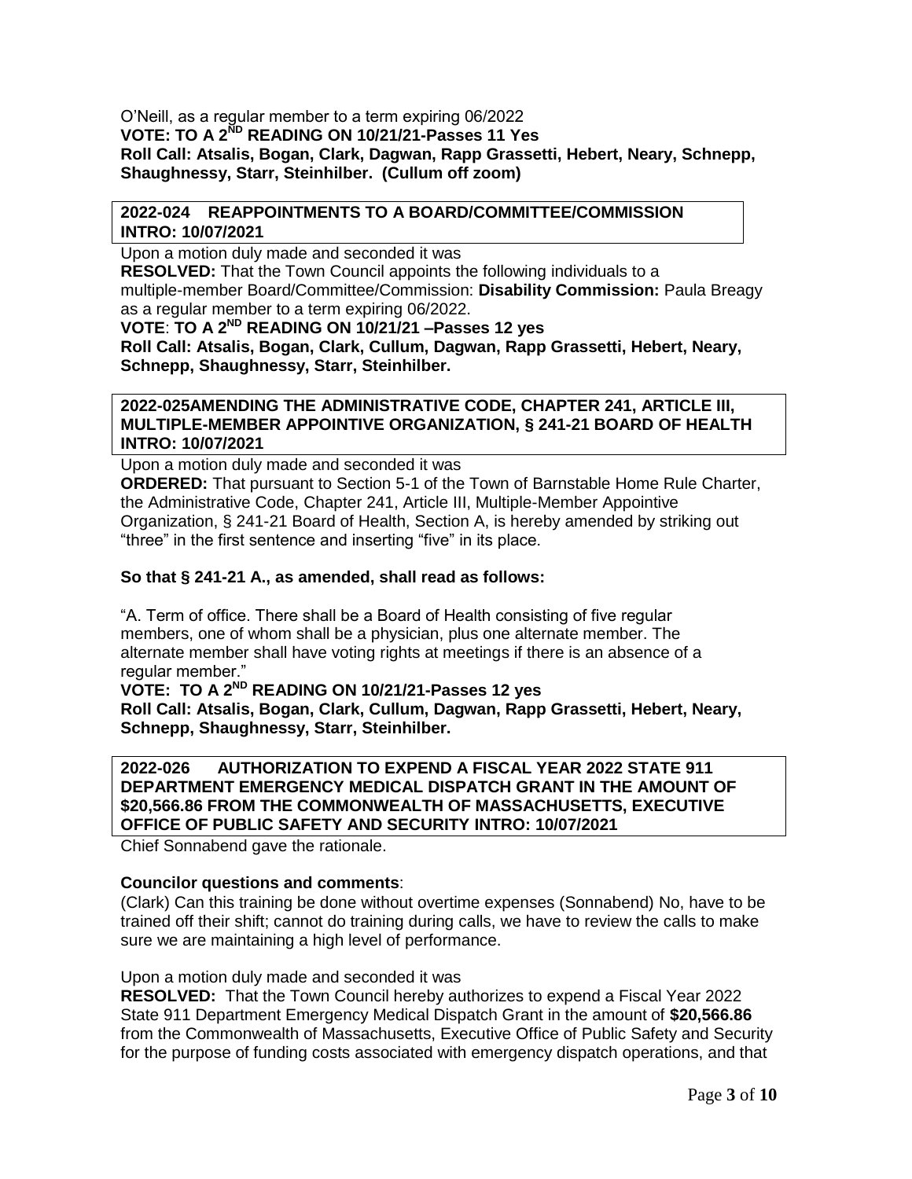O'Neill, as a regular member to a term expiring 06/2022

**VOTE: TO A 2ND READING ON 10/21/21-Passes 11 Yes**

**Roll Call: Atsalis, Bogan, Clark, Dagwan, Rapp Grassetti, Hebert, Neary, Schnepp, Shaughnessy, Starr, Steinhilber. (Cullum off zoom)**

**2022-024 REAPPOINTMENTS TO A BOARD/COMMITTEE/COMMISSION INTRO: 10/07/2021**

Upon a motion duly made and seconded it was

**RESOLVED:** That the Town Council appoints the following individuals to a multiple-member Board/Committee/Commission: **Disability Commission:** Paula Breagy as a regular member to a term expiring 06/2022.

**VOTE**: **TO A 2ND READING ON 10/21/21 –Passes 12 yes**

**Roll Call: Atsalis, Bogan, Clark, Cullum, Dagwan, Rapp Grassetti, Hebert, Neary, Schnepp, Shaughnessy, Starr, Steinhilber.**

**2022-025AMENDING THE ADMINISTRATIVE CODE, CHAPTER 241, ARTICLE III, MULTIPLE-MEMBER APPOINTIVE ORGANIZATION, § 241-21 BOARD OF HEALTH INTRO: 10/07/2021**

Upon a motion duly made and seconded it was

**ORDERED:** That pursuant to Section 5-1 of the Town of Barnstable Home Rule Charter, the Administrative Code, Chapter 241, Article III, Multiple-Member Appointive Organization, § 241-21 Board of Health, Section A, is hereby amended by striking out "three" in the first sentence and inserting "five" in its place.

**So that § 241-21 A., as amended, shall read as follows:**

"A. Term of office. There shall be a Board of Health consisting of five regular members, one of whom shall be a physician, plus one alternate member. The alternate member shall have voting rights at meetings if there is an absence of a regular member."

**VOTE: TO A 2ND READING ON 10/21/21-Passes 12 yes**

**Roll Call: Atsalis, Bogan, Clark, Cullum, Dagwan, Rapp Grassetti, Hebert, Neary, Schnepp, Shaughnessy, Starr, Steinhilber.**

**2022-026 AUTHORIZATION TO EXPEND A FISCAL YEAR 2022 STATE 911 DEPARTMENT EMERGENCY MEDICAL DISPATCH GRANT IN THE AMOUNT OF $20,566.86 FROM THE COMMONWEALTH OF MASSACHUSETTS, EXECUTIVE OFFICE OF PUBLIC SAFETY AND SECURITY INTRO: 10/07/2021**

Chief Sonnabend gave the rationale.

**Councilor questions and comments**:

(Clark) Can this training be done without overtime expenses (Sonnabend) No, have to be trained off their shift; cannot do training during calls, we have to review the calls to make sure we are maintaining a high level of performance.

Upon a motion duly made and seconded it was

**RESOLVED:** That the Town Council hereby authorizes to expend a Fiscal Year 2022 State 911 Department Emergency Medical Dispatch Grant in the amount of **$20,566.86** from the Commonwealth of Massachusetts, Executive Office of Public Safety and Security for the purpose of funding costs associated with emergency dispatch operations, and that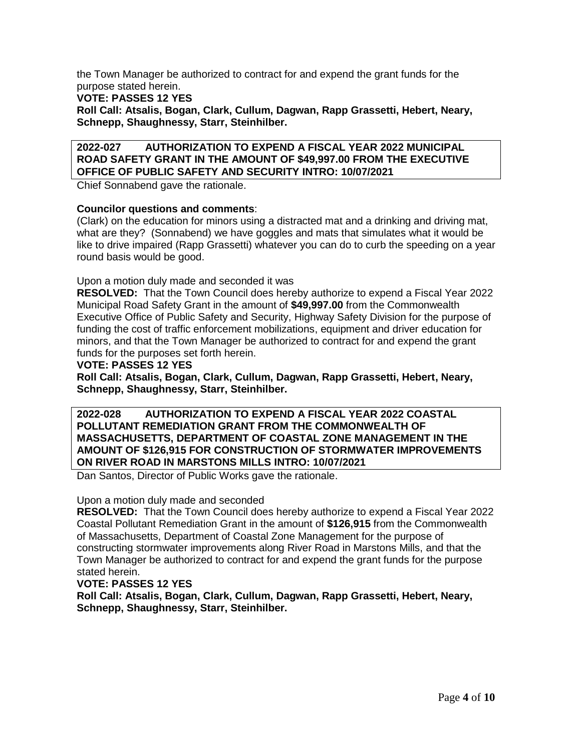the Town Manager be authorized to contract for and expend the grant funds for the purpose stated herein.

**VOTE: PASSES 12 YES**

**Roll Call: Atsalis, Bogan, Clark, Cullum, Dagwan, Rapp Grassetti, Hebert, Neary, Schnepp, Shaughnessy, Starr, Steinhilber.**

**2022-027 AUTHORIZATION TO EXPEND A FISCAL YEAR 2022 MUNICIPAL ROAD SAFETY GRANT IN THE AMOUNT OF $49,997.00 FROM THE EXECUTIVE OFFICE OF PUBLIC SAFETY AND SECURITY INTRO: 10/07/2021**

Chief Sonnabend gave the rationale.

**Councilor questions and comments**:

(Clark) on the education for minors using a distracted mat and a drinking and driving mat, what are they? (Sonnabend) we have goggles and mats that simulates what it would be like to drive impaired (Rapp Grassetti) whatever you can do to curb the speeding on a year round basis would be good.

Upon a motion duly made and seconded it was

**RESOLVED:** That the Town Council does hereby authorize to expend a Fiscal Year 2022 Municipal Road Safety Grant in the amount of **$49,997.00** from the Commonwealth Executive Office of Public Safety and Security, Highway Safety Division for the purpose of funding the cost of traffic enforcement mobilizations, equipment and driver education for minors, and that the Town Manager be authorized to contract for and expend the grant funds for the purposes set forth herein.

**VOTE: PASSES 12 YES**

**Roll Call: Atsalis, Bogan, Clark, Cullum, Dagwan, Rapp Grassetti, Hebert, Neary, Schnepp, Shaughnessy, Starr, Steinhilber.**

**2022-028 AUTHORIZATION TO EXPEND A FISCAL YEAR 2022 COASTAL POLLUTANT REMEDIATION GRANT FROM THE COMMONWEALTH OF MASSACHUSETTS, DEPARTMENT OF COASTAL ZONE MANAGEMENT IN THE AMOUNT OF $126,915 FOR CONSTRUCTION OF STORMWATER IMPROVEMENTS ON RIVER ROAD IN MARSTONS MILLS INTRO: 10/07/2021**

Dan Santos, Director of Public Works gave the rationale.

Upon a motion duly made and seconded

**RESOLVED:** That the Town Council does hereby authorize to expend a Fiscal Year 2022 Coastal Pollutant Remediation Grant in the amount of **$126,915** from the Commonwealth of Massachusetts, Department of Coastal Zone Management for the purpose of constructing stormwater improvements along River Road in Marstons Mills, and that the Town Manager be authorized to contract for and expend the grant funds for the purpose stated herein.

**VOTE: PASSES 12 YES**

**Roll Call: Atsalis, Bogan, Clark, Cullum, Dagwan, Rapp Grassetti, Hebert, Neary, Schnepp, Shaughnessy, Starr, Steinhilber.**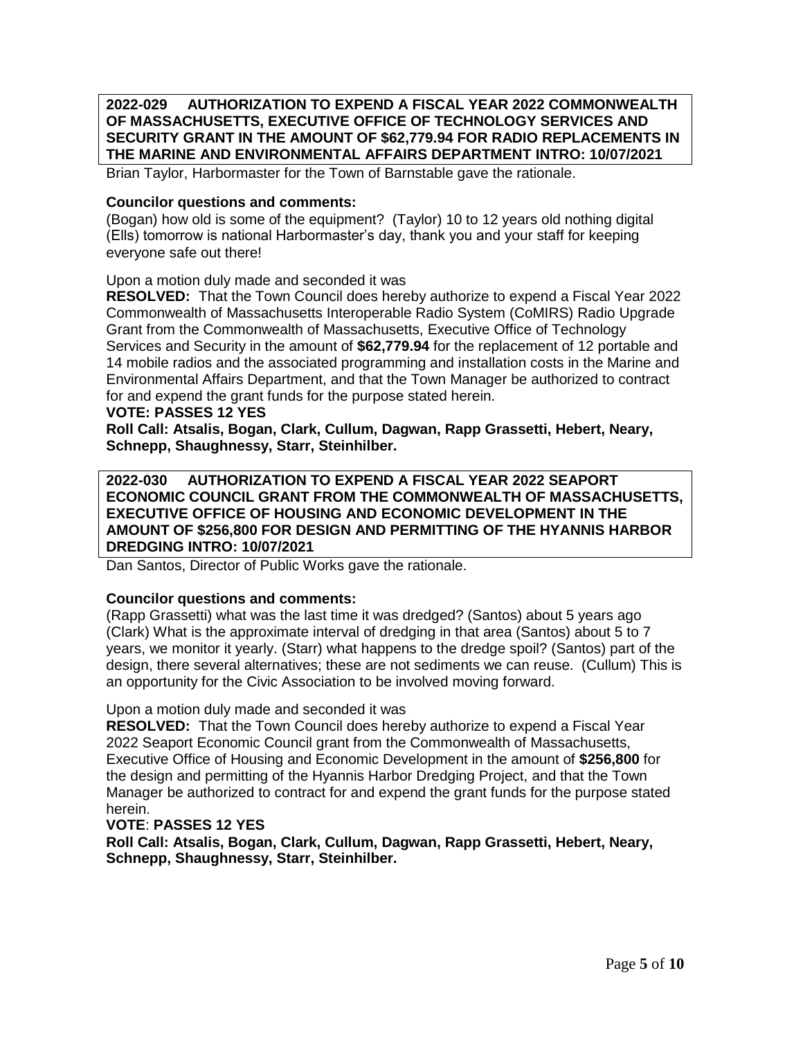**2022-029 AUTHORIZATION TO EXPEND A FISCAL YEAR 2022 COMMONWEALTH OF MASSACHUSETTS, EXECUTIVE OFFICE OF TECHNOLOGY SERVICES AND SECURITY GRANT IN THE AMOUNT OF $62,779.94 FOR RADIO REPLACEMENTS IN THE MARINE AND ENVIRONMENTAL AFFAIRS DEPARTMENT INTRO: 10/07/2021**

Brian Taylor, Harbormaster for the Town of Barnstable gave the rationale.

**Councilor questions and comments:**
(Bogan) how old is some of the equipment? (Taylor) 10 to 12 years old nothing digital (Ells) tomorrow is national Harbormaster's day, thank you and your staff for keeping everyone safe out there!

Upon a motion duly made and seconded it was
**RESOLVED:** That the Town Council does hereby authorize to expend a Fiscal Year 2022 Commonwealth of Massachusetts Interoperable Radio System (CoMIRS) Radio Upgrade Grant from the Commonwealth of Massachusetts, Executive Office of Technology Services and Security in the amount of **$62,779.94** for the replacement of 12 portable and 14 mobile radios and the associated programming and installation costs in the Marine and Environmental Affairs Department, and that the Town Manager be authorized to contract for and expend the grant funds for the purpose stated herein.
**VOTE: PASSES 12 YES**
**Roll Call: Atsalis, Bogan, Clark, Cullum, Dagwan, Rapp Grassetti, Hebert, Neary, Schnepp, Shaughnessy, Starr, Steinhilber.**

**2022-030 AUTHORIZATION TO EXPEND A FISCAL YEAR 2022 SEAPORT ECONOMIC COUNCIL GRANT FROM THE COMMONWEALTH OF MASSACHUSETTS, EXECUTIVE OFFICE OF HOUSING AND ECONOMIC DEVELOPMENT IN THE AMOUNT OF $256,800 FOR DESIGN AND PERMITTING OF THE HYANNIS HARBOR DREDGING INTRO: 10/07/2021**

Dan Santos, Director of Public Works gave the rationale.

**Councilor questions and comments:**
(Rapp Grassetti) what was the last time it was dredged? (Santos) about 5 years ago (Clark) What is the approximate interval of dredging in that area (Santos) about 5 to 7 years, we monitor it yearly. (Starr) what happens to the dredge spoil? (Santos) part of the design, there several alternatives; these are not sediments we can reuse. (Cullum) This is an opportunity for the Civic Association to be involved moving forward.

Upon a motion duly made and seconded it was
**RESOLVED:** That the Town Council does hereby authorize to expend a Fiscal Year 2022 Seaport Economic Council grant from the Commonwealth of Massachusetts, Executive Office of Housing and Economic Development in the amount of **$256,800** for the design and permitting of the Hyannis Harbor Dredging Project, and that the Town Manager be authorized to contract for and expend the grant funds for the purpose stated herein.
**VOTE**: **PASSES 12 YES**
**Roll Call: Atsalis, Bogan, Clark, Cullum, Dagwan, Rapp Grassetti, Hebert, Neary, Schnepp, Shaughnessy, Starr, Steinhilber.**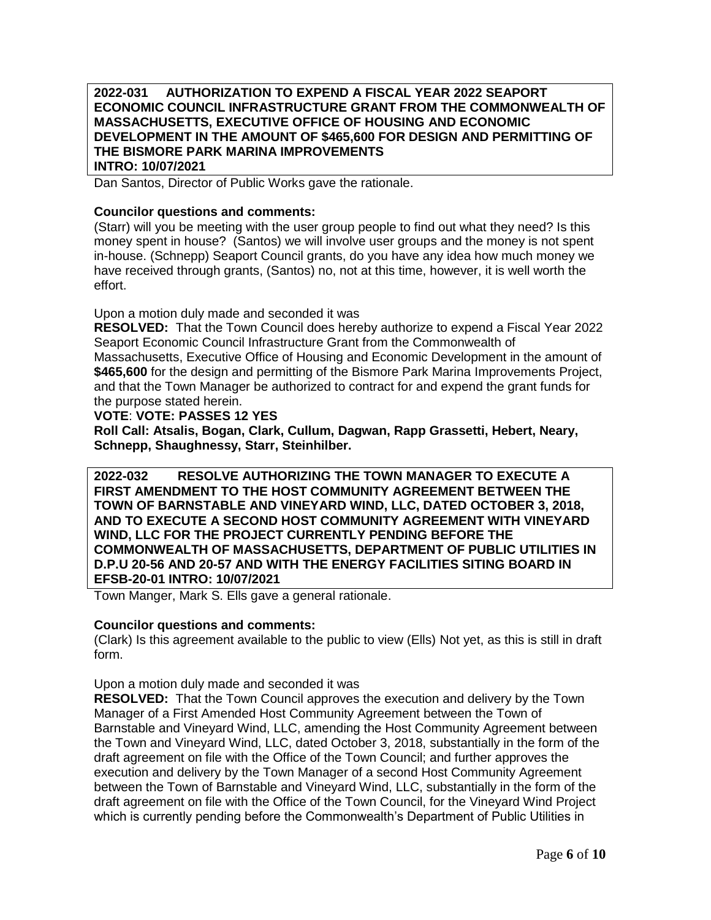**2022-031 AUTHORIZATION TO EXPEND A FISCAL YEAR 2022 SEAPORT ECONOMIC COUNCIL INFRASTRUCTURE GRANT FROM THE COMMONWEALTH OF MASSACHUSETTS, EXECUTIVE OFFICE OF HOUSING AND ECONOMIC DEVELOPMENT IN THE AMOUNT OF $465,600 FOR DESIGN AND PERMITTING OF THE BISMORE PARK MARINA IMPROVEMENTS**
**INTRO: 10/07/2021**

Dan Santos, Director of Public Works gave the rationale.

**Councilor questions and comments:**
(Starr) will you be meeting with the user group people to find out what they need? Is this money spent in house? (Santos) we will involve user groups and the money is not spent in-house. (Schnepp) Seaport Council grants, do you have any idea how much money we have received through grants, (Santos) no, not at this time, however, it is well worth the effort.

Upon a motion duly made and seconded it was
**RESOLVED:** That the Town Council does hereby authorize to expend a Fiscal Year 2022 Seaport Economic Council Infrastructure Grant from the Commonwealth of Massachusetts, Executive Office of Housing and Economic Development in the amount of **$465,600** for the design and permitting of the Bismore Park Marina Improvements Project, and that the Town Manager be authorized to contract for and expend the grant funds for the purpose stated herein.
**VOTE**: **VOTE: PASSES 12 YES**
**Roll Call: Atsalis, Bogan, Clark, Cullum, Dagwan, Rapp Grassetti, Hebert, Neary, Schnepp, Shaughnessy, Starr, Steinhilber.**

**2022-032 RESOLVE AUTHORIZING THE TOWN MANAGER TO EXECUTE A FIRST AMENDMENT TO THE HOST COMMUNITY AGREEMENT BETWEEN THE TOWN OF BARNSTABLE AND VINEYARD WIND, LLC, DATED OCTOBER 3, 2018, AND TO EXECUTE A SECOND HOST COMMUNITY AGREEMENT WITH VINEYARD WIND, LLC FOR THE PROJECT CURRENTLY PENDING BEFORE THE COMMONWEALTH OF MASSACHUSETTS, DEPARTMENT OF PUBLIC UTILITIES IN D.P.U 20-56 AND 20-57 AND WITH THE ENERGY FACILITIES SITING BOARD IN EFSB-20-01 INTRO: 10/07/2021**

Town Manger, Mark S. Ells gave a general rationale.

**Councilor questions and comments:**
(Clark) Is this agreement available to the public to view (Ells) Not yet, as this is still in draft form.

Upon a motion duly made and seconded it was
**RESOLVED:** That the Town Council approves the execution and delivery by the Town Manager of a First Amended Host Community Agreement between the Town of Barnstable and Vineyard Wind, LLC, amending the Host Community Agreement between the Town and Vineyard Wind, LLC, dated October 3, 2018, substantially in the form of the draft agreement on file with the Office of the Town Council; and further approves the execution and delivery by the Town Manager of a second Host Community Agreement between the Town of Barnstable and Vineyard Wind, LLC, substantially in the form of the draft agreement on file with the Office of the Town Council, for the Vineyard Wind Project which is currently pending before the Commonwealth's Department of Public Utilities in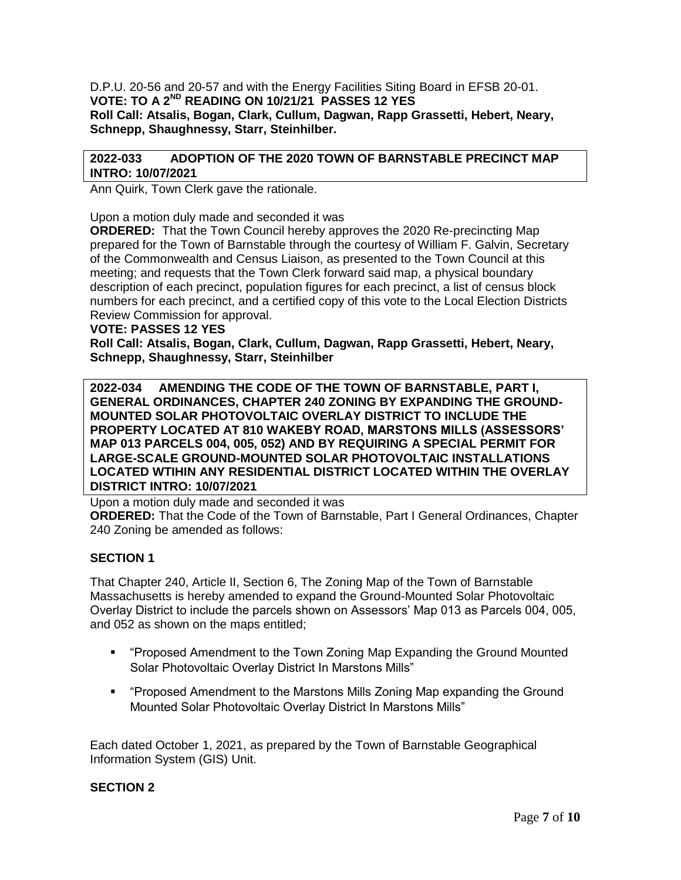D.P.U. 20-56 and 20-57 and with the Energy Facilities Siting Board in EFSB 20-01.
**VOTE: TO A 2ND READING ON 10/21/21 PASSES 12 YES**
**Roll Call: Atsalis, Bogan, Clark, Cullum, Dagwan, Rapp Grassetti, Hebert, Neary, Schnepp, Shaughnessy, Starr, Steinhilber.**

**2022-033 ADOPTION OF THE 2020 TOWN OF BARNSTABLE PRECINCT MAP INTRO: 10/07/2021**

Ann Quirk, Town Clerk gave the rationale.

Upon a motion duly made and seconded it was
**ORDERED:** That the Town Council hereby approves the 2020 Re-precincting Map prepared for the Town of Barnstable through the courtesy of William F. Galvin, Secretary of the Commonwealth and Census Liaison, as presented to the Town Council at this meeting; and requests that the Town Clerk forward said map, a physical boundary description of each precinct, population figures for each precinct, a list of census block numbers for each precinct, and a certified copy of this vote to the Local Election Districts Review Commission for approval.
**VOTE: PASSES 12 YES**
**Roll Call: Atsalis, Bogan, Clark, Cullum, Dagwan, Rapp Grassetti, Hebert, Neary, Schnepp, Shaughnessy, Starr, Steinhilber**

**2022-034 AMENDING THE CODE OF THE TOWN OF BARNSTABLE, PART I, GENERAL ORDINANCES, CHAPTER 240 ZONING BY EXPANDING THE GROUND-MOUNTED SOLAR PHOTOVOLTAIC OVERLAY DISTRICT TO INCLUDE THE PROPERTY LOCATED AT 810 WAKEBY ROAD, MARSTONS MILLS (ASSESSORS' MAP 013 PARCELS 004, 005, 052) AND BY REQUIRING A SPECIAL PERMIT FOR LARGE-SCALE GROUND-MOUNTED SOLAR PHOTOVOLTAIC INSTALLATIONS LOCATED WTIHIN ANY RESIDENTIAL DISTRICT LOCATED WITHIN THE OVERLAY DISTRICT INTRO: 10/07/2021**

Upon a motion duly made and seconded it was
**ORDERED:** That the Code of the Town of Barnstable, Part I General Ordinances, Chapter 240 Zoning be amended as follows:

**SECTION 1**

That Chapter 240, Article II, Section 6, The Zoning Map of the Town of Barnstable Massachusetts is hereby amended to expand the Ground-Mounted Solar Photovoltaic Overlay District to include the parcels shown on Assessors' Map 013 as Parcels 004, 005, and 052 as shown on the maps entitled;

- "Proposed Amendment to the Town Zoning Map Expanding the Ground Mounted Solar Photovoltaic Overlay District In Marstons Mills"
- "Proposed Amendment to the Marstons Mills Zoning Map expanding the Ground Mounted Solar Photovoltaic Overlay District In Marstons Mills"

Each dated October 1, 2021, as prepared by the Town of Barnstable Geographical Information System (GIS) Unit.

**SECTION 2**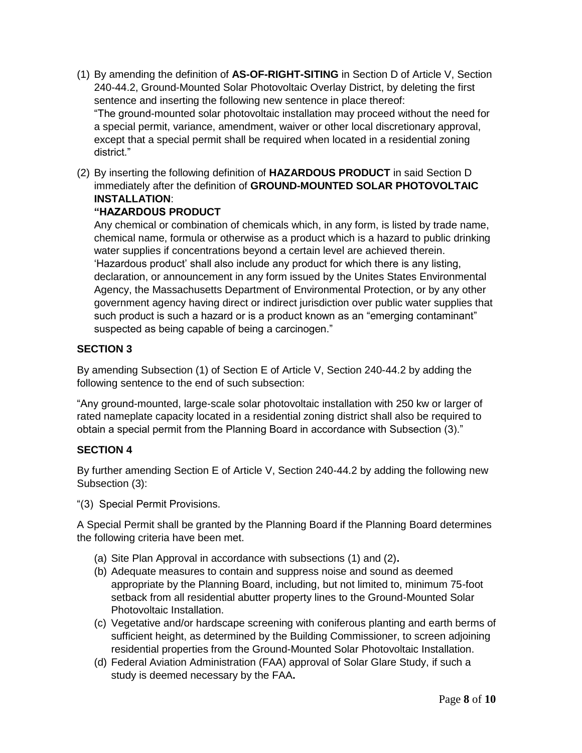(1) By amending the definition of **AS-OF-RIGHT-SITING** in Section D of Article V, Section 240-44.2, Ground-Mounted Solar Photovoltaic Overlay District, by deleting the first sentence and inserting the following new sentence in place thereof:
"The ground-mounted solar photovoltaic installation may proceed without the need for a special permit, variance, amendment, waiver or other local discretionary approval, except that a special permit shall be required when located in a residential zoning district."

(2) By inserting the following definition of **HAZARDOUS PRODUCT** in said Section D immediately after the definition of **GROUND-MOUNTED SOLAR PHOTOVOLTAIC INSTALLATION**:
**"HAZARDOUS PRODUCT**
Any chemical or combination of chemicals which, in any form, is listed by trade name, chemical name, formula or otherwise as a product which is a hazard to public drinking water supplies if concentrations beyond a certain level are achieved therein. 'Hazardous product' shall also include any product for which there is any listing, declaration, or announcement in any form issued by the Unites States Environmental Agency, the Massachusetts Department of Environmental Protection, or by any other government agency having direct or indirect jurisdiction over public water supplies that such product is such a hazard or is a product known as an "emerging contaminant" suspected as being capable of being a carcinogen."

**SECTION 3**

By amending Subsection (1) of Section E of Article V, Section 240-44.2 by adding the following sentence to the end of such subsection:

"Any ground-mounted, large-scale solar photovoltaic installation with 250 kw or larger of rated nameplate capacity located in a residential zoning district shall also be required to obtain a special permit from the Planning Board in accordance with Subsection (3)."

**SECTION 4**

By further amending Section E of Article V, Section 240-44.2 by adding the following new Subsection (3):

"(3) Special Permit Provisions.

A Special Permit shall be granted by the Planning Board if the Planning Board determines the following criteria have been met.

(a) Site Plan Approval in accordance with subsections (1) and (2)**.**
(b) Adequate measures to contain and suppress noise and sound as deemed appropriate by the Planning Board, including, but not limited to, minimum 75-foot setback from all residential abutter property lines to the Ground-Mounted Solar Photovoltaic Installation.
(c) Vegetative and/or hardscape screening with coniferous planting and earth berms of sufficient height, as determined by the Building Commissioner, to screen adjoining residential properties from the Ground-Mounted Solar Photovoltaic Installation.
(d) Federal Aviation Administration (FAA) approval of Solar Glare Study, if such a study is deemed necessary by the FAA**.**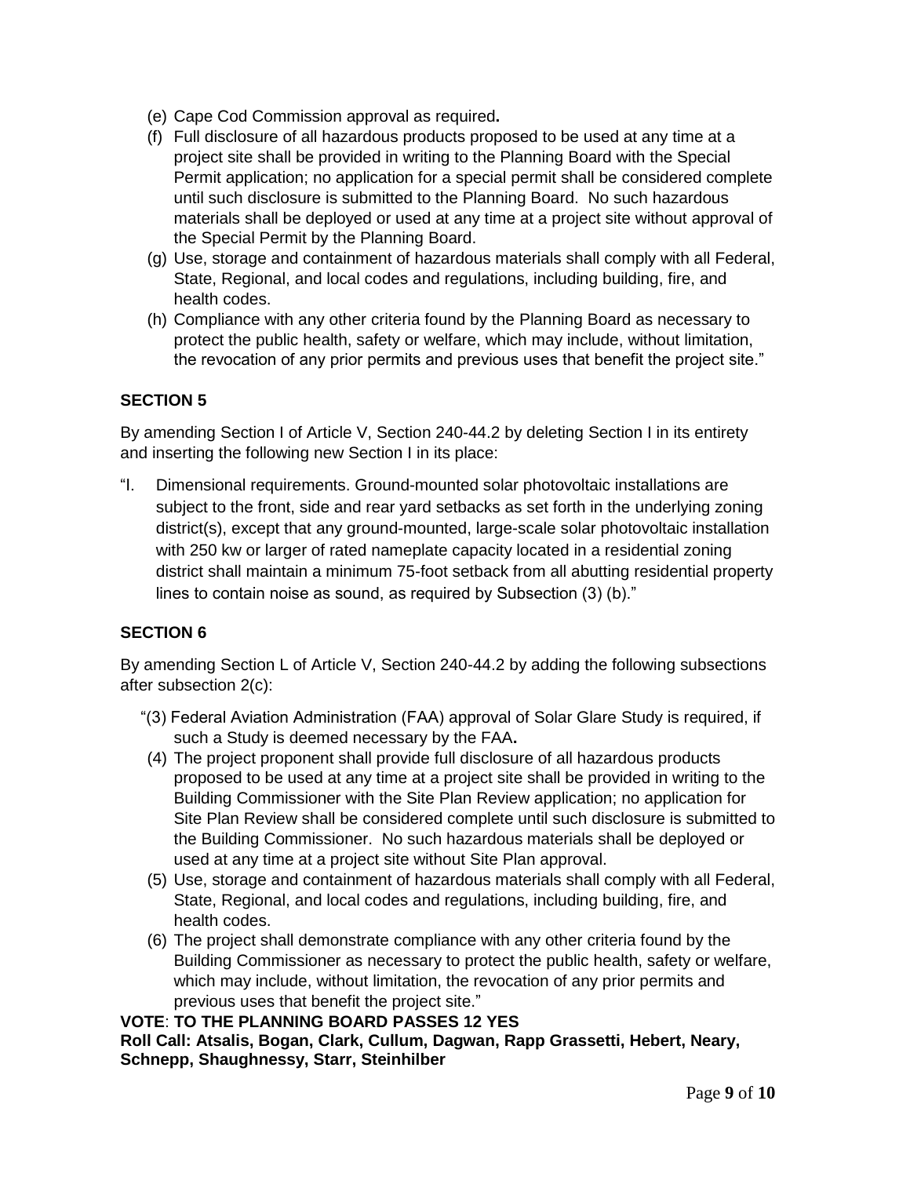(e) Cape Cod Commission approval as required**.**

(f) Full disclosure of all hazardous products proposed to be used at any time at a project site shall be provided in writing to the Planning Board with the Special Permit application; no application for a special permit shall be considered complete until such disclosure is submitted to the Planning Board. No such hazardous materials shall be deployed or used at any time at a project site without approval of the Special Permit by the Planning Board.

(g) Use, storage and containment of hazardous materials shall comply with all Federal, State, Regional, and local codes and regulations, including building, fire, and health codes.

(h) Compliance with any other criteria found by the Planning Board as necessary to protect the public health, safety or welfare, which may include, without limitation, the revocation of any prior permits and previous uses that benefit the project site."

**SECTION 5**

By amending Section I of Article V, Section 240-44.2 by deleting Section I in its entirety and inserting the following new Section I in its place:

"I. Dimensional requirements. Ground-mounted solar photovoltaic installations are subject to the front, side and rear yard setbacks as set forth in the underlying zoning district(s), except that any ground-mounted, large-scale solar photovoltaic installation with 250 kw or larger of rated nameplate capacity located in a residential zoning district shall maintain a minimum 75-foot setback from all abutting residential property lines to contain noise as sound, as required by Subsection (3) (b)."

**SECTION 6**

By amending Section L of Article V, Section 240-44.2 by adding the following subsections after subsection 2(c):

"(3) Federal Aviation Administration (FAA) approval of Solar Glare Study is required, if such a Study is deemed necessary by the FAA**.**

(4) The project proponent shall provide full disclosure of all hazardous products proposed to be used at any time at a project site shall be provided in writing to the Building Commissioner with the Site Plan Review application; no application for Site Plan Review shall be considered complete until such disclosure is submitted to the Building Commissioner. No such hazardous materials shall be deployed or used at any time at a project site without Site Plan approval.

(5) Use, storage and containment of hazardous materials shall comply with all Federal, State, Regional, and local codes and regulations, including building, fire, and health codes.

(6) The project shall demonstrate compliance with any other criteria found by the Building Commissioner as necessary to protect the public health, safety or welfare, which may include, without limitation, the revocation of any prior permits and previous uses that benefit the project site."

**VOTE**: **TO THE PLANNING BOARD PASSES 12 YES**
**Roll Call: Atsalis, Bogan, Clark, Cullum, Dagwan, Rapp Grassetti, Hebert, Neary, Schnepp, Shaughnessy, Starr, Steinhilber**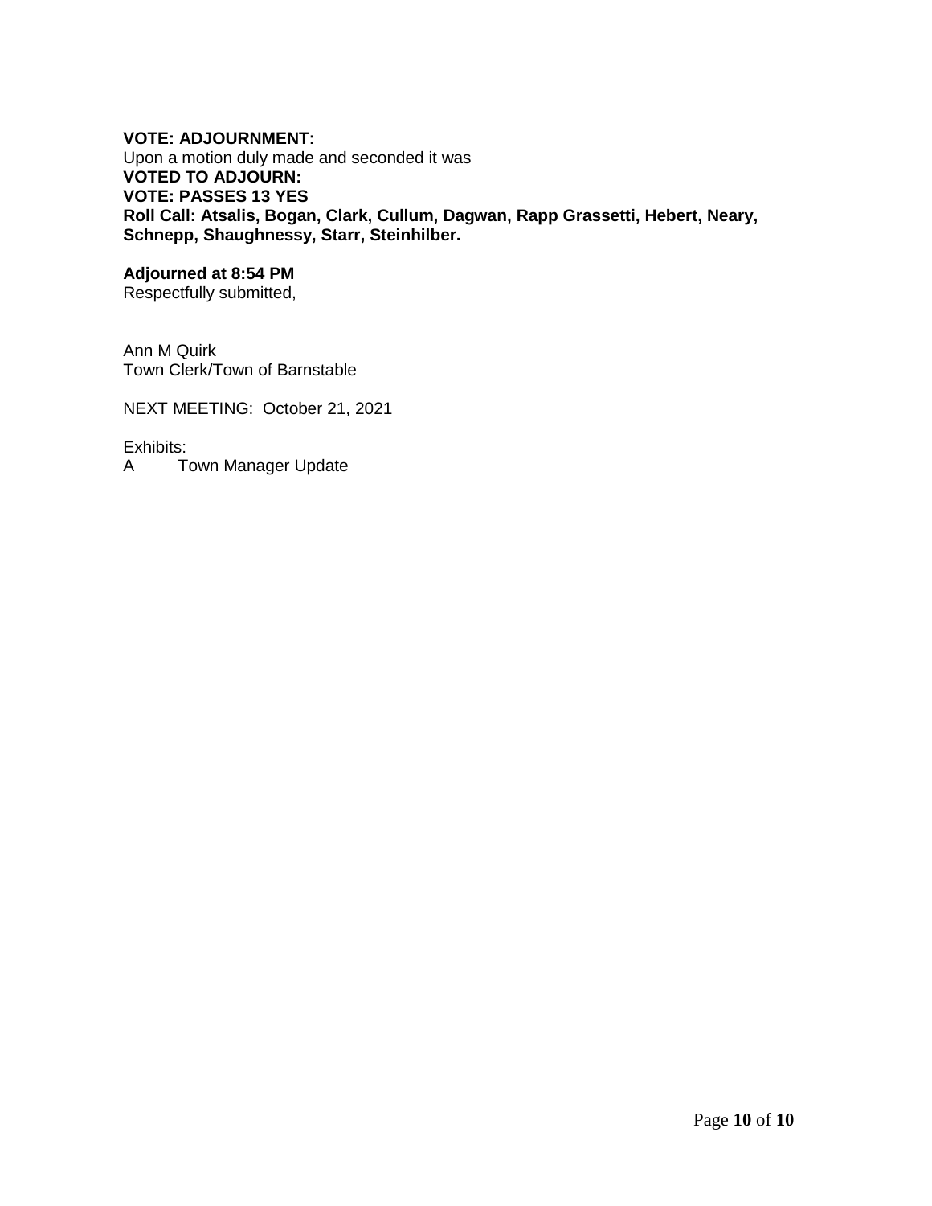**VOTE: ADJOURNMENT:**
Upon a motion duly made and seconded it was
**VOTED TO ADJOURN:**
**VOTE: PASSES 13 YES**
**Roll Call: Atsalis, Bogan, Clark, Cullum, Dagwan, Rapp Grassetti, Hebert, Neary, Schnepp, Shaughnessy, Starr, Steinhilber.**

**Adjourned at 8:54 PM**
Respectfully submitted,

Ann M Quirk
Town Clerk/Town of Barnstable

NEXT MEETING: October 21, 2021

Exhibits:
A Town Manager Update